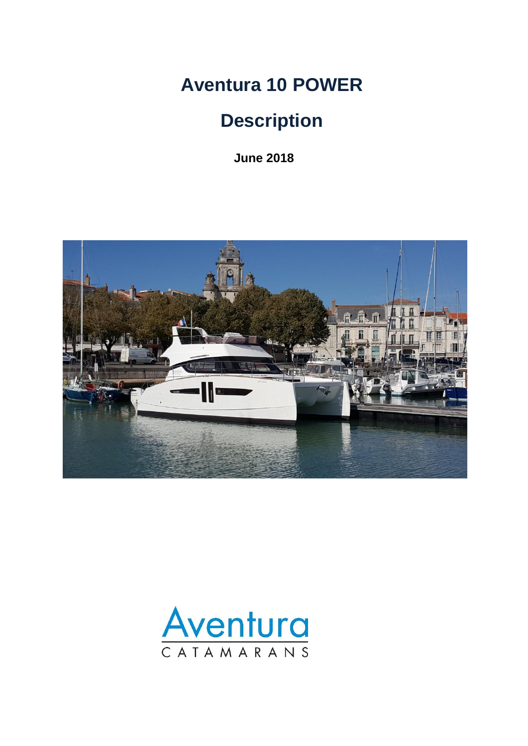# Aventura 10 POWER

# Description

**June 2018**

Aventura
CATAMARANS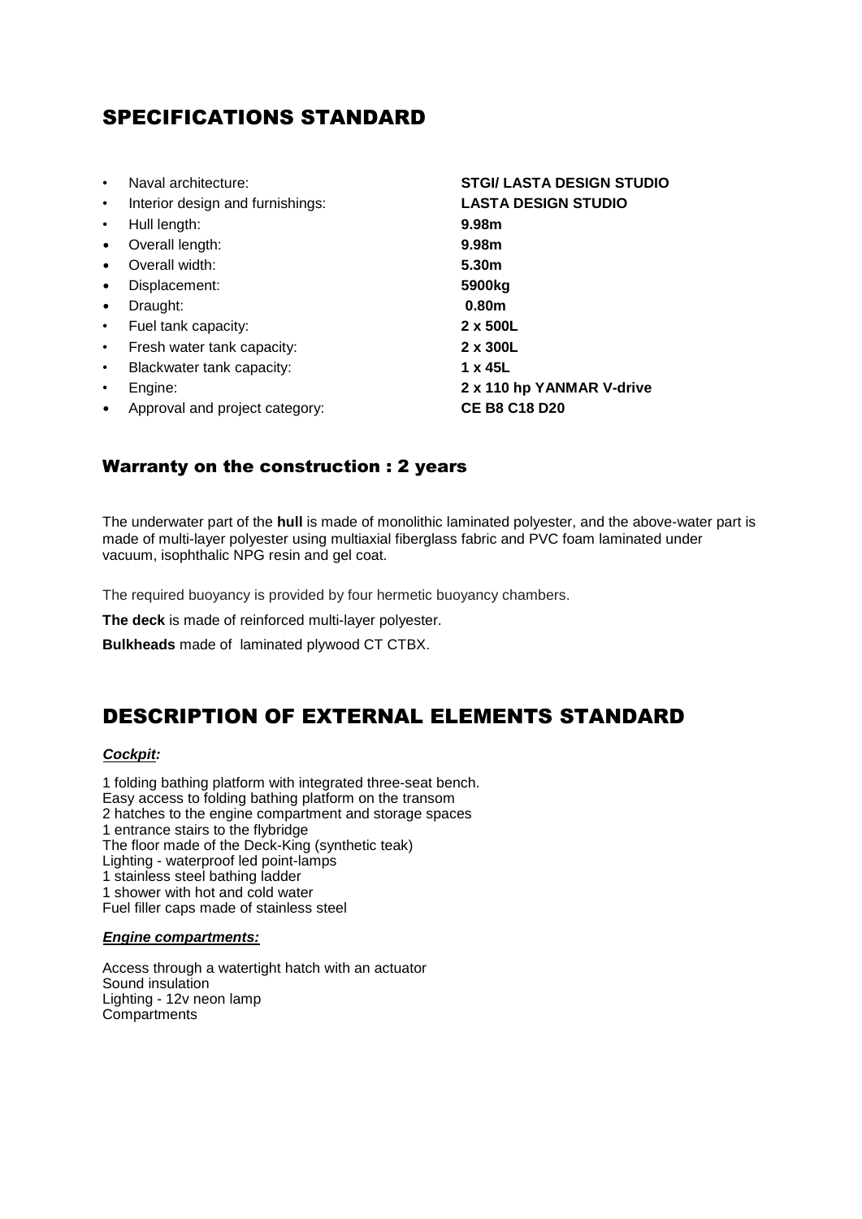## SPECIFICATIONS STANDARD

- Naval architecture: **STGI/ LASTA DESIGN STUDIO**
- Interior design and furnishings: **LASTA DESIGN STUDIO**
- Hull length: **9.98m**
- Overall length: **9.98m**
- Overall width: **5.30m**
- Displacement: **5900kg**
- Draught: **0.80m**
- Fuel tank capacity: **2 x 500L**
- Fresh water tank capacity: **2 x 300L**
- Blackwater tank capacity: **1 x 45L**
- Engine: **2 x 110 hp YANMAR V-drive**
- Approval and project category: **CE B8 C18 D20**

### Warranty on the construction : 2 years

The underwater part of the **hull** is made of monolithic laminated polyester, and the above-water part is made of multi-layer polyester using multiaxial fiberglass fabric and PVC foam laminated under vacuum, isophthalic NPG resin and gel coat.

The required buoyancy is provided by four hermetic buoyancy chambers.

**The deck** is made of reinforced multi-layer polyester.

**Bulkheads** made of laminated plywood CT CTBX.

## DESCRIPTION OF EXTERNAL ELEMENTS STANDARD

***Cockpit:***

1 folding bathing platform with integrated three-seat bench.
Easy access to folding bathing platform on the transom
2 hatches to the engine compartment and storage spaces
1 entrance stairs to the flybridge
The floor made of the Deck-King (synthetic teak)
Lighting - waterproof led point-lamps
1 stainless steel bathing ladder
1 shower with hot and cold water
Fuel filler caps made of stainless steel

***Engine compartments:***

Access through a watertight hatch with an actuator
Sound insulation
Lighting - 12v neon lamp
Compartments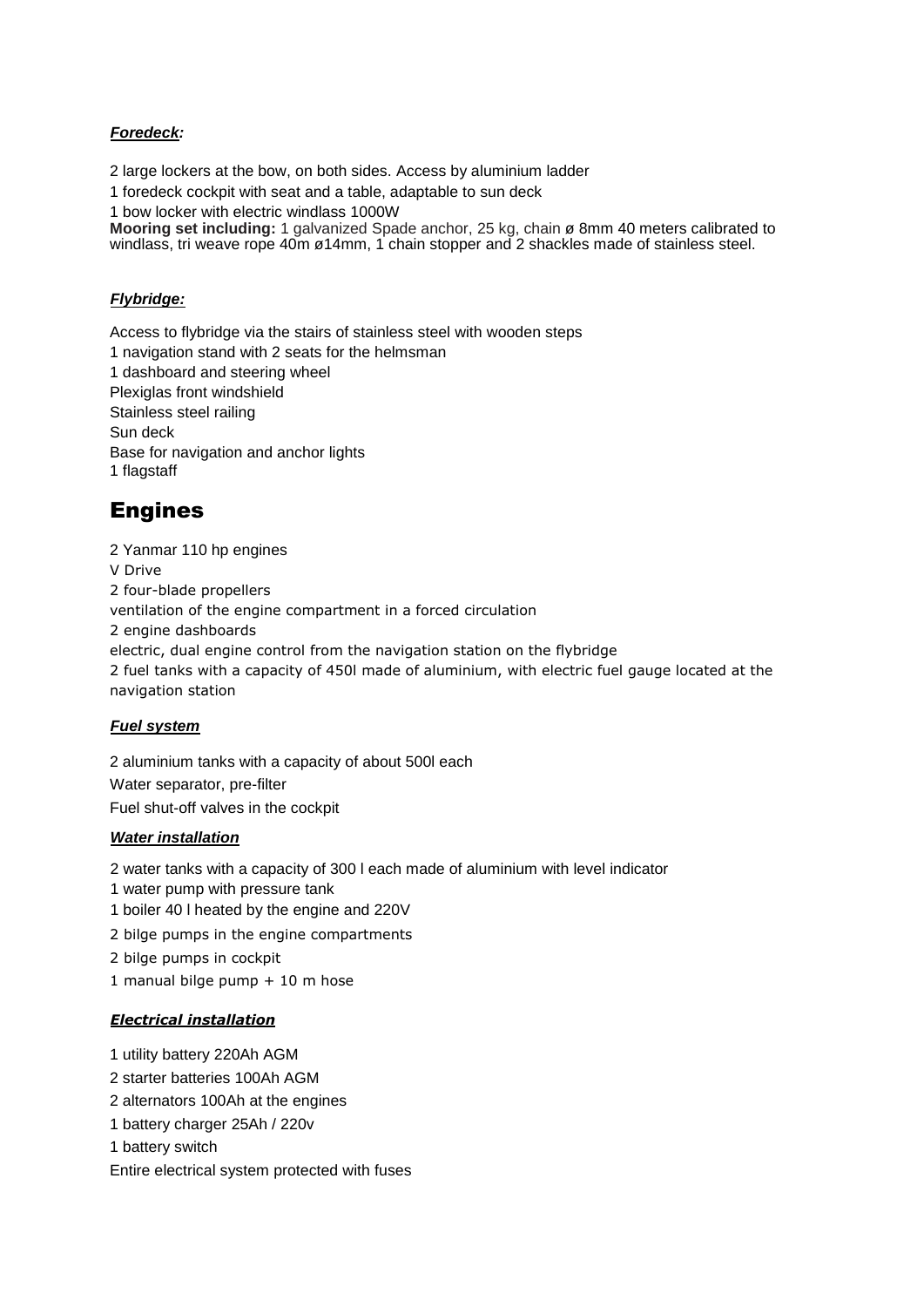***Foredeck:***

2 large lockers at the bow, on both sides. Access by aluminium ladder
1 foredeck cockpit with seat and a table, adaptable to sun deck
1 bow locker with electric windlass 1000W
**Mooring set including:** 1 galvanized Spade anchor, 25 kg, chain ø 8mm 40 meters calibrated to windlass, tri weave rope 40m ø14mm, 1 chain stopper and 2 shackles made of stainless steel.

***Flybridge:***

Access to flybridge via the stairs of stainless steel with wooden steps
1 navigation stand with 2 seats for the helmsman
1 dashboard and steering wheel
Plexiglas front windshield
Stainless steel railing
Sun deck
Base for navigation and anchor lights
1 flagstaff

## Engines

2 Yanmar 110 hp engines
V Drive
2 four-blade propellers
ventilation of the engine compartment in a forced circulation
2 engine dashboards
electric, dual engine control from the navigation station on the flybridge
2 fuel tanks with a capacity of 450l made of aluminium, with electric fuel gauge located at the navigation station

***Fuel system***

2 aluminium tanks with a capacity of about 500l each
Water separator, pre-filter
Fuel shut-off valves in the cockpit

***Water installation***

2 water tanks with a capacity of 300 l each made of aluminium with level indicator
1 water pump with pressure tank
1 boiler 40 l heated by the engine and 220V
2 bilge pumps in the engine compartments
2 bilge pumps in cockpit
1 manual bilge pump + 10 m hose

***Electrical installation***

1 utility battery 220Ah AGM
2 starter batteries 100Ah AGM
2 alternators 100Ah at the engines
1 battery charger 25Ah / 220v
1 battery switch
Entire electrical system protected with fuses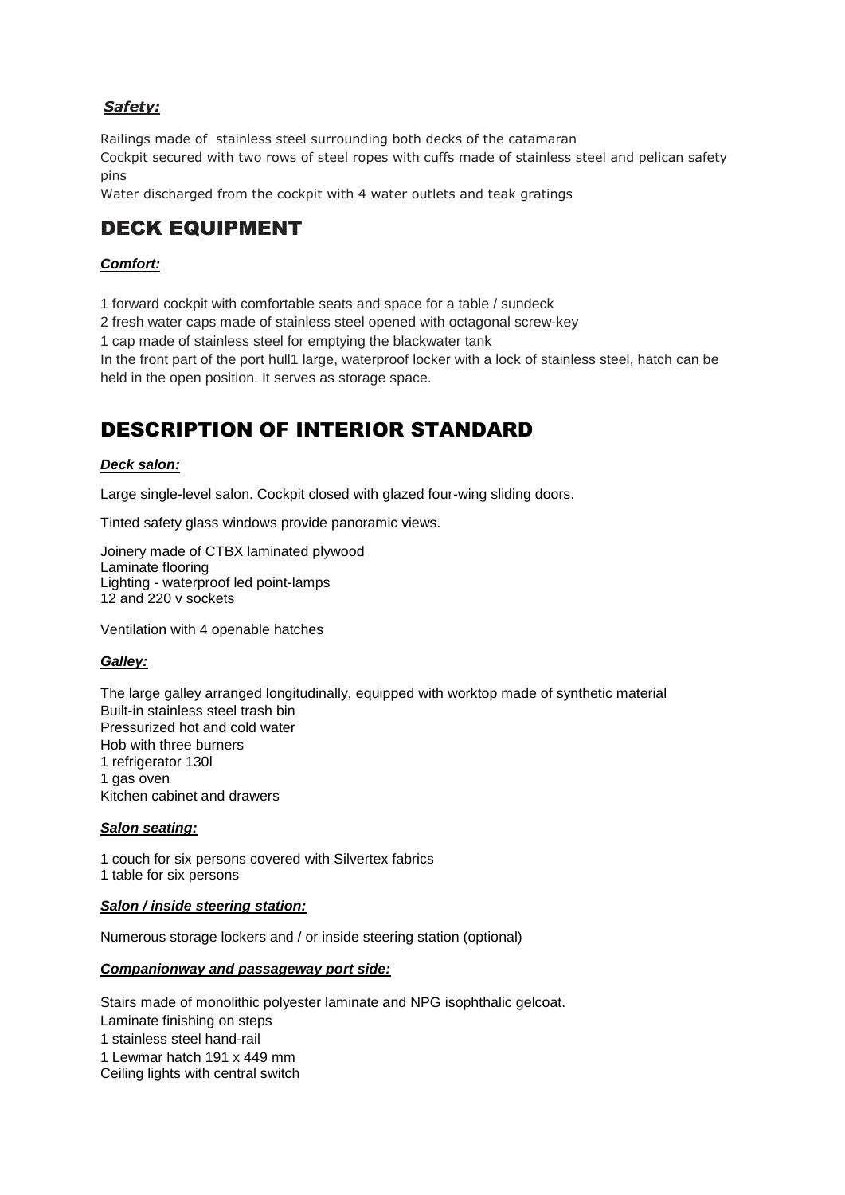***Safety:***

Railings made of  stainless steel surrounding both decks of the catamaran
Cockpit secured with two rows of steel ropes with cuffs made of stainless steel and pelican safety pins
Water discharged from the cockpit with 4 water outlets and teak gratings

# DECK EQUIPMENT

***Comfort:***

1 forward cockpit with comfortable seats and space for a table / sundeck
2 fresh water caps made of stainless steel opened with octagonal screw-key
1 cap made of stainless steel for emptying the blackwater tank
In the front part of the port hull1 large, waterproof locker with a lock of stainless steel, hatch can be held in the open position. It serves as storage space.

# DESCRIPTION OF INTERIOR STANDARD

***Deck salon:***

Large single-level salon. Cockpit closed with glazed four-wing sliding doors.

Tinted safety glass windows provide panoramic views.

Joinery made of CTBX laminated plywood
Laminate flooring
Lighting - waterproof led point-lamps
12 and 220 v sockets

Ventilation with 4 openable hatches

***Galley:***

The large galley arranged longitudinally, equipped with worktop made of synthetic material
Built-in stainless steel trash bin
Pressurized hot and cold water
Hob with three burners
1 refrigerator 130l
1 gas oven
Kitchen cabinet and drawers

***Salon seating:***

1 couch for six persons covered with Silvertex fabrics
1 table for six persons

***Salon / inside steering station:***

Numerous storage lockers and / or inside steering station (optional)

***Companionway and passageway port side:***

Stairs made of monolithic polyester laminate and NPG isophthalic gelcoat.
Laminate finishing on steps
1 stainless steel hand-rail
1 Lewmar hatch 191 x 449 mm
Ceiling lights with central switch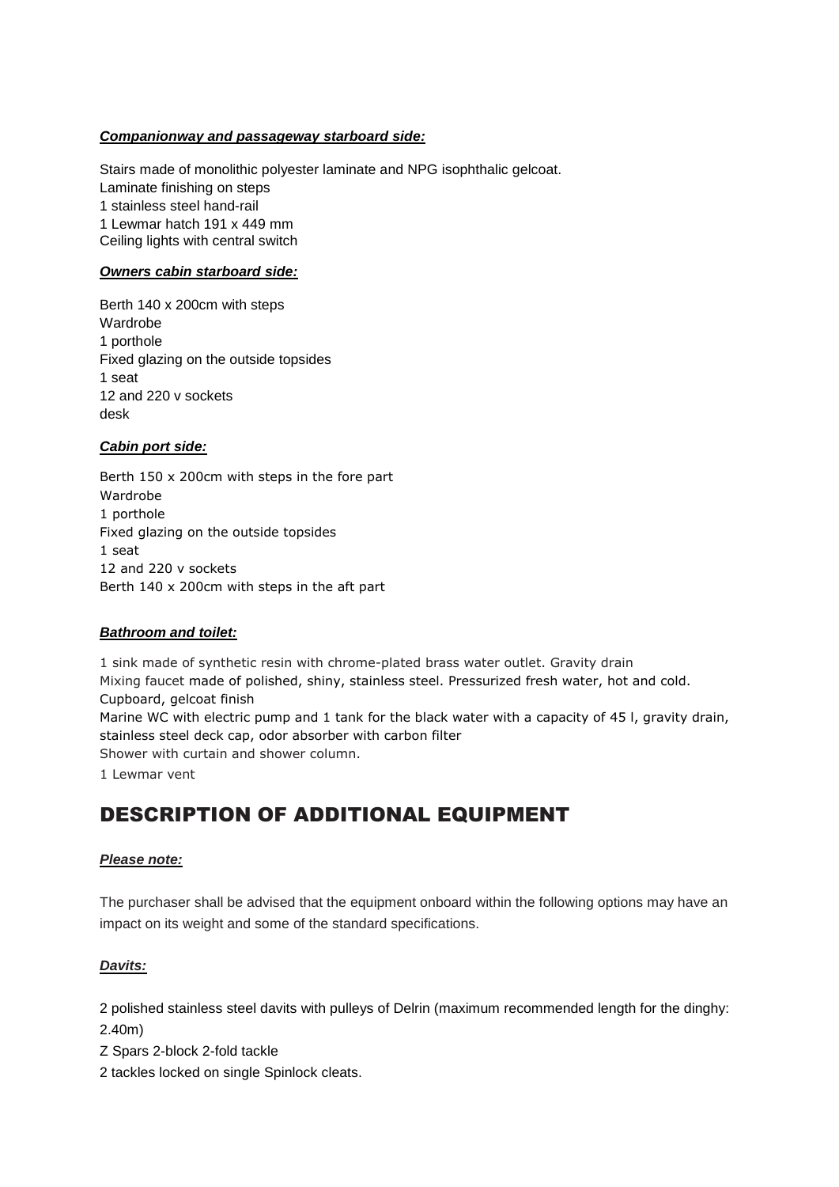***Companionway and passageway starboard side:***

Stairs made of monolithic polyester laminate and NPG isophthalic gelcoat.
Laminate finishing on steps
1 stainless steel hand-rail
1 Lewmar hatch 191 x 449 mm
Ceiling lights with central switch

***Owners cabin starboard side:***

Berth 140 x 200cm with steps
Wardrobe
1 porthole
Fixed glazing on the outside topsides
1 seat
12 and 220 v sockets
desk

***Cabin port side:***

Berth 150 x 200cm with steps in the fore part
Wardrobe
1 porthole
Fixed glazing on the outside topsides
1 seat
12 and 220 v sockets
Berth 140 x 200cm with steps in the aft part

***Bathroom and toilet:***

1 sink made of synthetic resin with chrome-plated brass water outlet. Gravity drain
Mixing faucet made of polished, shiny, stainless steel. Pressurized fresh water, hot and cold.
Cupboard, gelcoat finish
Marine WC with electric pump and 1 tank for the black water with a capacity of 45 l, gravity drain, stainless steel deck cap, odor absorber with carbon filter
Shower with curtain and shower column.
1 Lewmar vent

## DESCRIPTION OF ADDITIONAL EQUIPMENT

***Please note:***

The purchaser shall be advised that the equipment onboard within the following options may have an impact on its weight and some of the standard specifications.

***Davits:***

2 polished stainless steel davits with pulleys of Delrin (maximum recommended length for the dinghy: 2.40m)
Z Spars 2-block 2-fold tackle
2 tackles locked on single Spinlock cleats.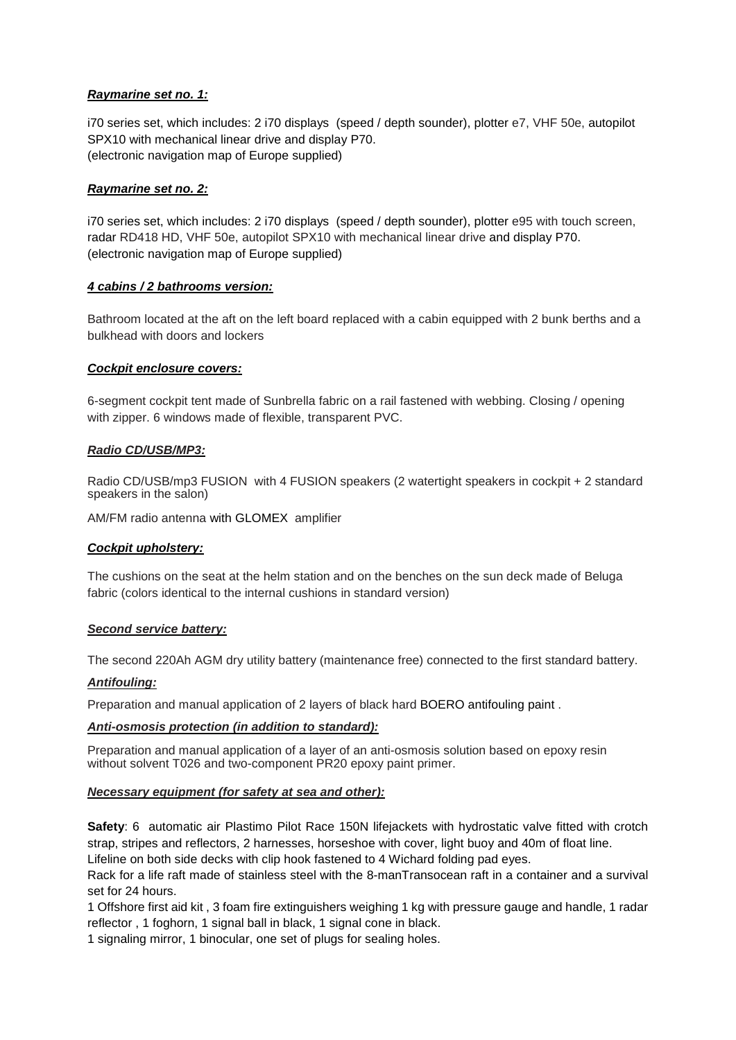***Raymarine set no. 1:***

i70 series set, which includes: 2 i70 displays (speed / depth sounder), plotter e7, VHF 50e, autopilot SPX10 with mechanical linear drive and display P70.
(electronic navigation map of Europe supplied)

***Raymarine set no. 2:***

i70 series set, which includes: 2 i70 displays (speed / depth sounder), plotter e95 with touch screen, radar RD418 HD, VHF 50e, autopilot SPX10 with mechanical linear drive and display P70.
(electronic navigation map of Europe supplied)

***4 cabins / 2 bathrooms version:***

Bathroom located at the aft on the left board replaced with a cabin equipped with 2 bunk berths and a bulkhead with doors and lockers

***Cockpit enclosure covers:***

6-segment cockpit tent made of Sunbrella fabric on a rail fastened with webbing. Closing / opening with zipper. 6 windows made of flexible, transparent PVC.

***Radio CD/USB/MP3:***

Radio CD/USB/mp3 FUSION with 4 FUSION speakers (2 watertight speakers in cockpit + 2 standard speakers in the salon)

AM/FM radio antenna with GLOMEX amplifier

***Cockpit upholstery:***

The cushions on the seat at the helm station and on the benches on the sun deck made of Beluga fabric (colors identical to the internal cushions in standard version)

***Second service battery:***

The second 220Ah AGM dry utility battery (maintenance free) connected to the first standard battery.

***Antifouling:***

Preparation and manual application of 2 layers of black hard BOERO antifouling paint .

***Anti-osmosis protection (in addition to standard):***

Preparation and manual application of a layer of an anti-osmosis solution based on epoxy resin without solvent T026 and two-component PR20 epoxy paint primer.

***Necessary equipment (for safety at sea and other):***

**Safety**: 6 automatic air Plastimo Pilot Race 150N lifejackets with hydrostatic valve fitted with crotch strap, stripes and reflectors, 2 harnesses, horseshoe with cover, light buoy and 40m of float line.
Lifeline on both side decks with clip hook fastened to 4 Wichard folding pad eyes.
Rack for a life raft made of stainless steel with the 8-manTransocean raft in a container and a survival set for 24 hours.
1 Offshore first aid kit , 3 foam fire extinguishers weighing 1 kg with pressure gauge and handle, 1 radar reflector , 1 foghorn, 1 signal ball in black, 1 signal cone in black.
1 signaling mirror, 1 binocular, one set of plugs for sealing holes.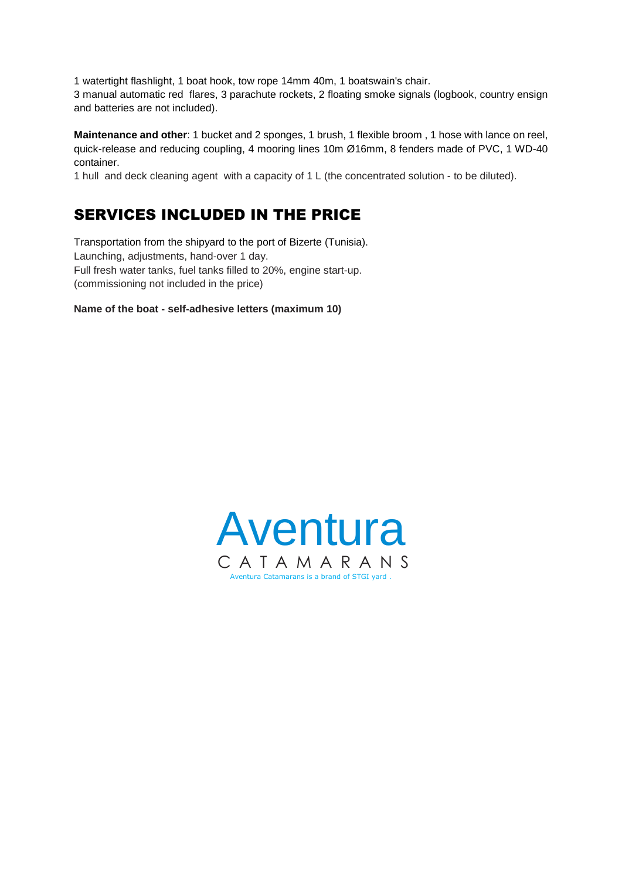1 watertight flashlight, 1 boat hook, tow rope 14mm 40m, 1 boatswain's chair.
3 manual automatic red flares, 3 parachute rockets, 2 floating smoke signals (logbook, country ensign and batteries are not included).

**Maintenance and other**: 1 bucket and 2 sponges, 1 brush, 1 flexible broom , 1 hose with lance on reel, quick-release and reducing coupling, 4 mooring lines 10m Ø16mm, 8 fenders made of PVC, 1 WD-40 container.
1 hull and deck cleaning agent with a capacity of 1 L (the concentrated solution - to be diluted).

## SERVICES INCLUDED IN THE PRICE

Transportation from the shipyard to the port of Bizerte (Tunisia).
Launching, adjustments, hand-over 1 day.
Full fresh water tanks, fuel tanks filled to 20%, engine start-up.
(commissioning not included in the price)

**Name of the boat - self-adhesive letters (maximum 10)**

Aventura
CATAMARANS
Aventura Catamarans is a brand of STGI yard .